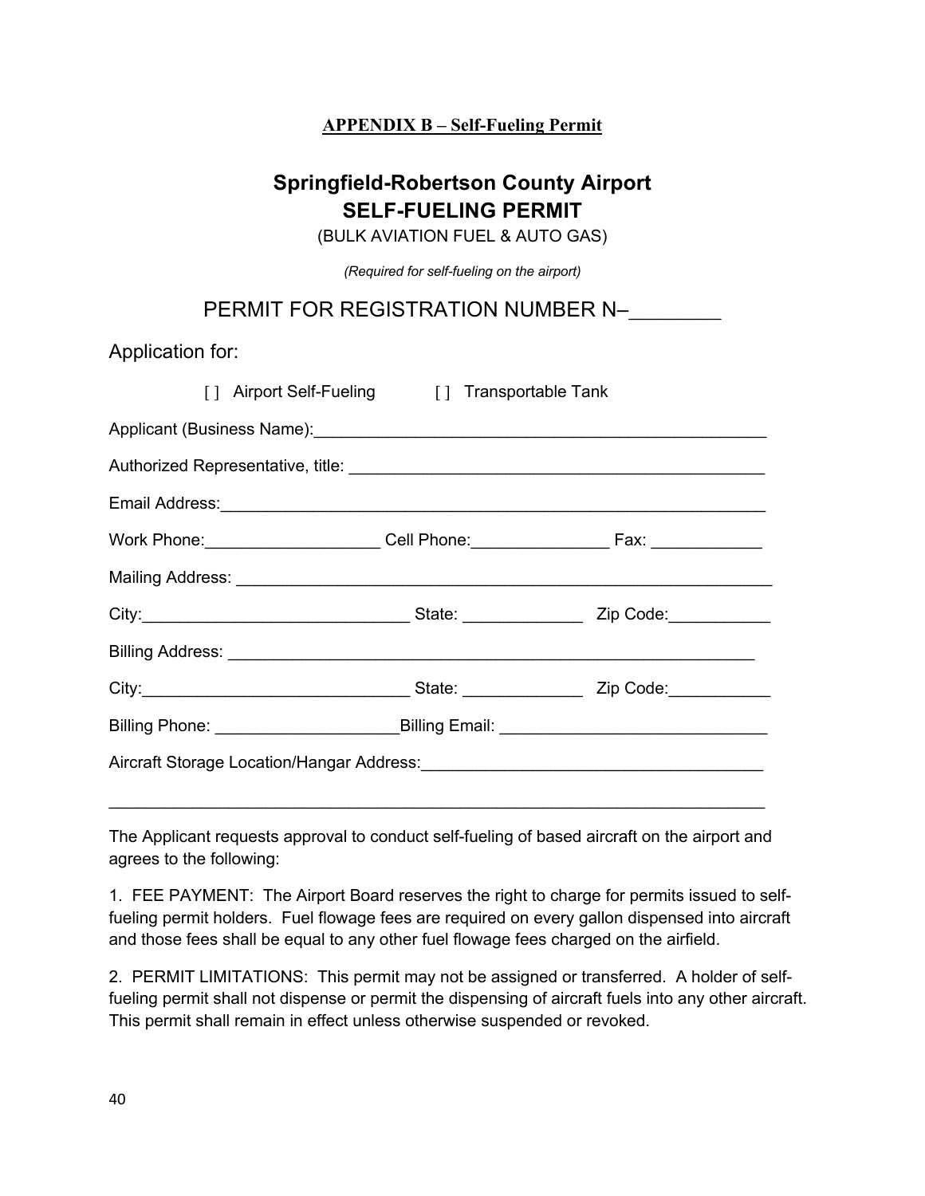**APPENDIX B – Self-Fueling Permit**

# Springfield-Robertson County Airport
# SELF-FUELING PERMIT

(BULK AVIATION FUEL & AUTO GAS)

*(Required for self-fueling on the airport)*

## PERMIT FOR REGISTRATION NUMBER N–________

Application for:

[ ] Airport Self-Fueling          [ ] Transportable Tank

Applicant (Business Name):_________________________________________________

Authorized Representative, title: _____________________________________________

Email Address:___________________________________________________________

Work Phone:___________________ Cell Phone:_______________ Fax: ____________

Mailing Address: _________________________________________________________

City:_____________________________ State: _____________ Zip Code:___________

Billing Address: __________________________________________________________

City:_____________________________ State: _____________ Zip Code:___________

Billing Phone: ___________________Billing Email: _____________________________

Aircraft Storage Location/Hangar Address:_____________________________________

__________________________________________________________________________

The Applicant requests approval to conduct self-fueling of based aircraft on the airport and agrees to the following:

1. FEE PAYMENT: The Airport Board reserves the right to charge for permits issued to self-fueling permit holders. Fuel flowage fees are required on every gallon dispensed into aircraft and those fees shall be equal to any other fuel flowage fees charged on the airfield.

2. PERMIT LIMITATIONS: This permit may not be assigned or transferred. A holder of self-fueling permit shall not dispense or permit the dispensing of aircraft fuels into any other aircraft. This permit shall remain in effect unless otherwise suspended or revoked.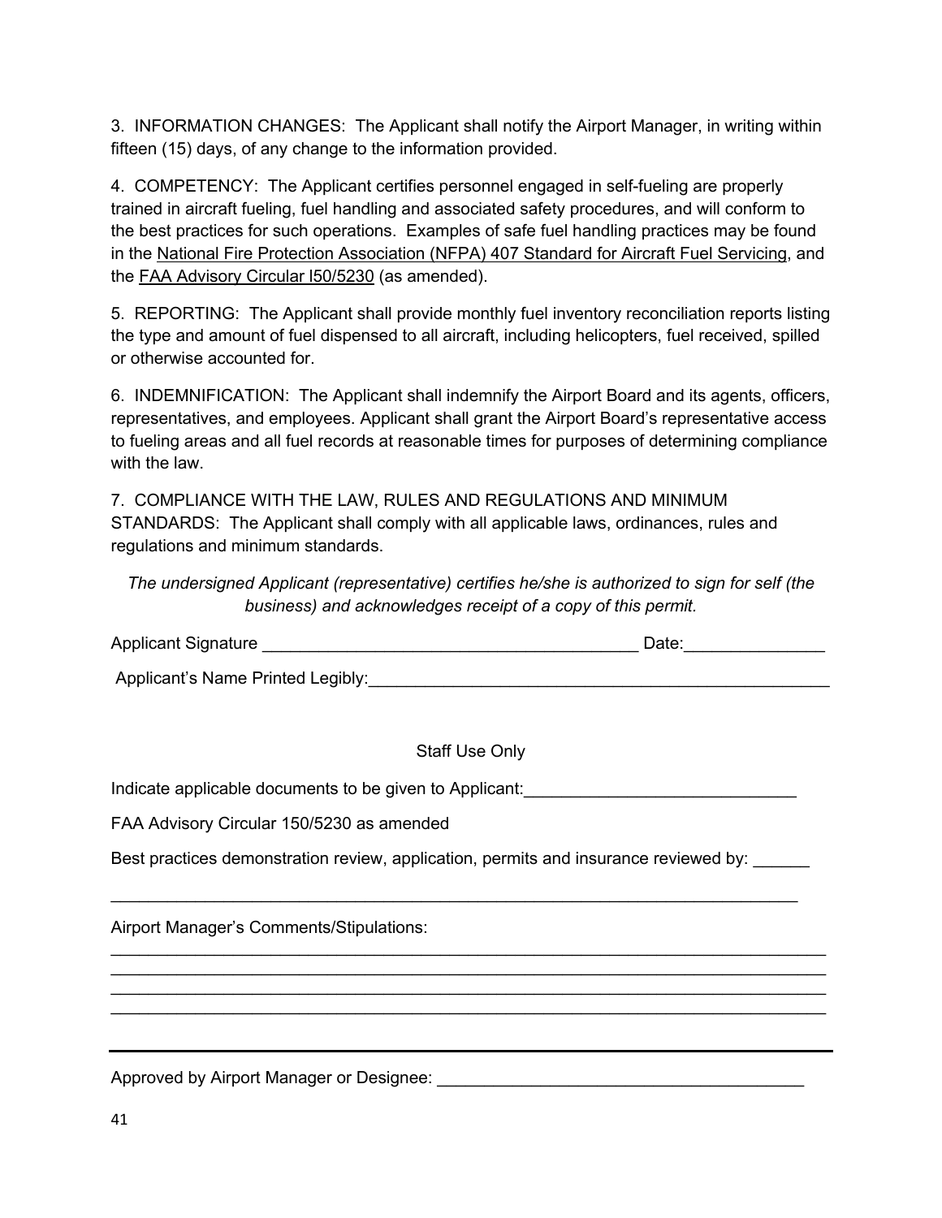3. INFORMATION CHANGES: The Applicant shall notify the Airport Manager, in writing within fifteen (15) days, of any change to the information provided.

4. COMPETENCY: The Applicant certifies personnel engaged in self-fueling are properly trained in aircraft fueling, fuel handling and associated safety procedures, and will conform to the best practices for such operations. Examples of safe fuel handling practices may be found in the National Fire Protection Association (NFPA) 407 Standard for Aircraft Fuel Servicing, and the FAA Advisory Circular I50/5230 (as amended).

5. REPORTING: The Applicant shall provide monthly fuel inventory reconciliation reports listing the type and amount of fuel dispensed to all aircraft, including helicopters, fuel received, spilled or otherwise accounted for.

6. INDEMNIFICATION: The Applicant shall indemnify the Airport Board and its agents, officers, representatives, and employees. Applicant shall grant the Airport Board's representative access to fueling areas and all fuel records at reasonable times for purposes of determining compliance with the law.

7. COMPLIANCE WITH THE LAW, RULES AND REGULATIONS AND MINIMUM STANDARDS: The Applicant shall comply with all applicable laws, ordinances, rules and regulations and minimum standards.

*The undersigned Applicant (representative) certifies he/she is authorized to sign for self (the business) and acknowledges receipt of a copy of this permit.*

Applicant Signature ________________________________________ Date:_______________

Applicant's Name Printed Legibly:___________________________________________________

Staff Use Only

Indicate applicable documents to be given to Applicant:_____________________________

FAA Advisory Circular 150/5230 as amended

Best practices demonstration review, application, permits and insurance reviewed by: ______

___________________________________________________________________________

Airport Manager's Comments/Stipulations:

___________________________________________________________________________
___________________________________________________________________________
___________________________________________________________________________
___________________________________________________________________________

Approved by Airport Manager or Designee: ________________________________________